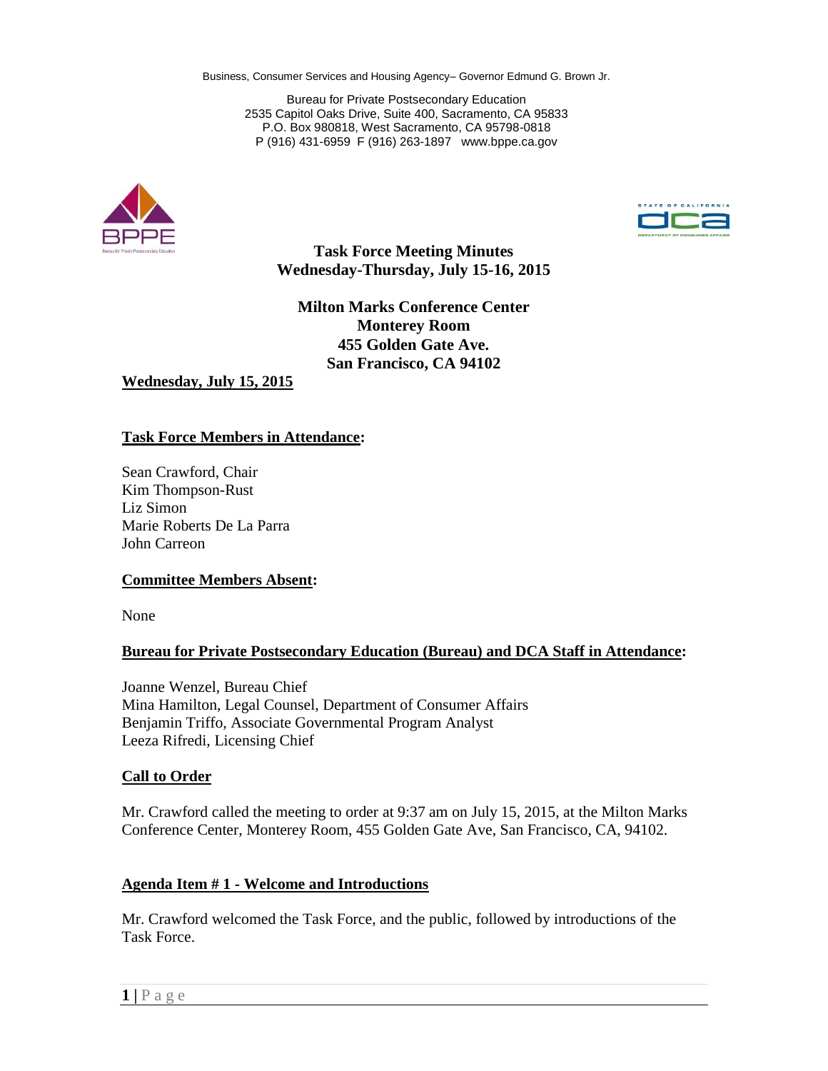Business, Consumer Services and Housing Agency– Governor Edmund G. Brown Jr.

Bureau for Private Postsecondary Education
2535 Capitol Oaks Drive, Suite 400, Sacramento, CA 95833
P.O. Box 980818, West Sacramento, CA 95798-0818
P (916) 431-6959 F (916) 263-1897 www.bppe.ca.gov

# Task Force Meeting Minutes
## Wednesday-Thursday, July 15-16, 2015

**Milton Marks Conference Center**
**Monterey Room**
**455 Golden Gate Ave.**
**San Francisco, CA 94102**

**Wednesday, July 15, 2015**

### Task Force Members in Attendance:

Sean Crawford, Chair
Kim Thompson-Rust
Liz Simon
Marie Roberts De La Parra
John Carreon

### Committee Members Absent:

None

### Bureau for Private Postsecondary Education (Bureau) and DCA Staff in Attendance:

Joanne Wenzel, Bureau Chief
Mina Hamilton, Legal Counsel, Department of Consumer Affairs
Benjamin Triffo, Associate Governmental Program Analyst
Leeza Rifredi, Licensing Chief

### Call to Order

Mr. Crawford called the meeting to order at 9:37 am on July 15, 2015, at the Milton Marks Conference Center, Monterey Room, 455 Golden Gate Ave, San Francisco, CA, 94102.

### Agenda Item # 1 - Welcome and Introductions

Mr. Crawford welcomed the Task Force, and the public, followed by introductions of the Task Force.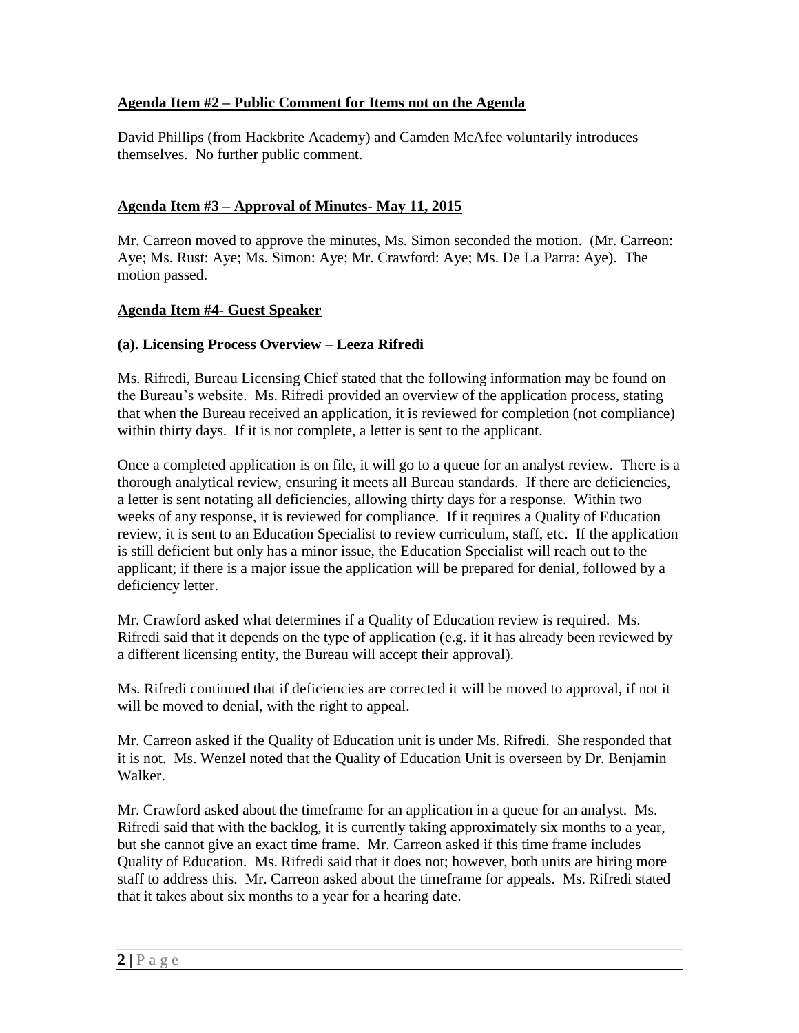**Agenda Item #2 – Public Comment for Items not on the Agenda**

David Phillips (from Hackbrite Academy) and Camden McAfee voluntarily introduces themselves. No further public comment.

**Agenda Item #3 – Approval of Minutes- May 11, 2015**

Mr. Carreon moved to approve the minutes, Ms. Simon seconded the motion. (Mr. Carreon: Aye; Ms. Rust: Aye; Ms. Simon: Aye; Mr. Crawford: Aye; Ms. De La Parra: Aye). The motion passed.

**Agenda Item #4- Guest Speaker**

**(a). Licensing Process Overview – Leeza Rifredi**

Ms. Rifredi, Bureau Licensing Chief stated that the following information may be found on the Bureau's website. Ms. Rifredi provided an overview of the application process, stating that when the Bureau received an application, it is reviewed for completion (not compliance) within thirty days. If it is not complete, a letter is sent to the applicant.

Once a completed application is on file, it will go to a queue for an analyst review. There is a thorough analytical review, ensuring it meets all Bureau standards. If there are deficiencies, a letter is sent notating all deficiencies, allowing thirty days for a response. Within two weeks of any response, it is reviewed for compliance. If it requires a Quality of Education review, it is sent to an Education Specialist to review curriculum, staff, etc. If the application is still deficient but only has a minor issue, the Education Specialist will reach out to the applicant; if there is a major issue the application will be prepared for denial, followed by a deficiency letter.

Mr. Crawford asked what determines if a Quality of Education review is required. Ms. Rifredi said that it depends on the type of application (e.g. if it has already been reviewed by a different licensing entity, the Bureau will accept their approval).

Ms. Rifredi continued that if deficiencies are corrected it will be moved to approval, if not it will be moved to denial, with the right to appeal.

Mr. Carreon asked if the Quality of Education unit is under Ms. Rifredi. She responded that it is not. Ms. Wenzel noted that the Quality of Education Unit is overseen by Dr. Benjamin Walker.

Mr. Crawford asked about the timeframe for an application in a queue for an analyst. Ms. Rifredi said that with the backlog, it is currently taking approximately six months to a year, but she cannot give an exact time frame. Mr. Carreon asked if this time frame includes Quality of Education. Ms. Rifredi said that it does not; however, both units are hiring more staff to address this. Mr. Carreon asked about the timeframe for appeals. Ms. Rifredi stated that it takes about six months to a year for a hearing date.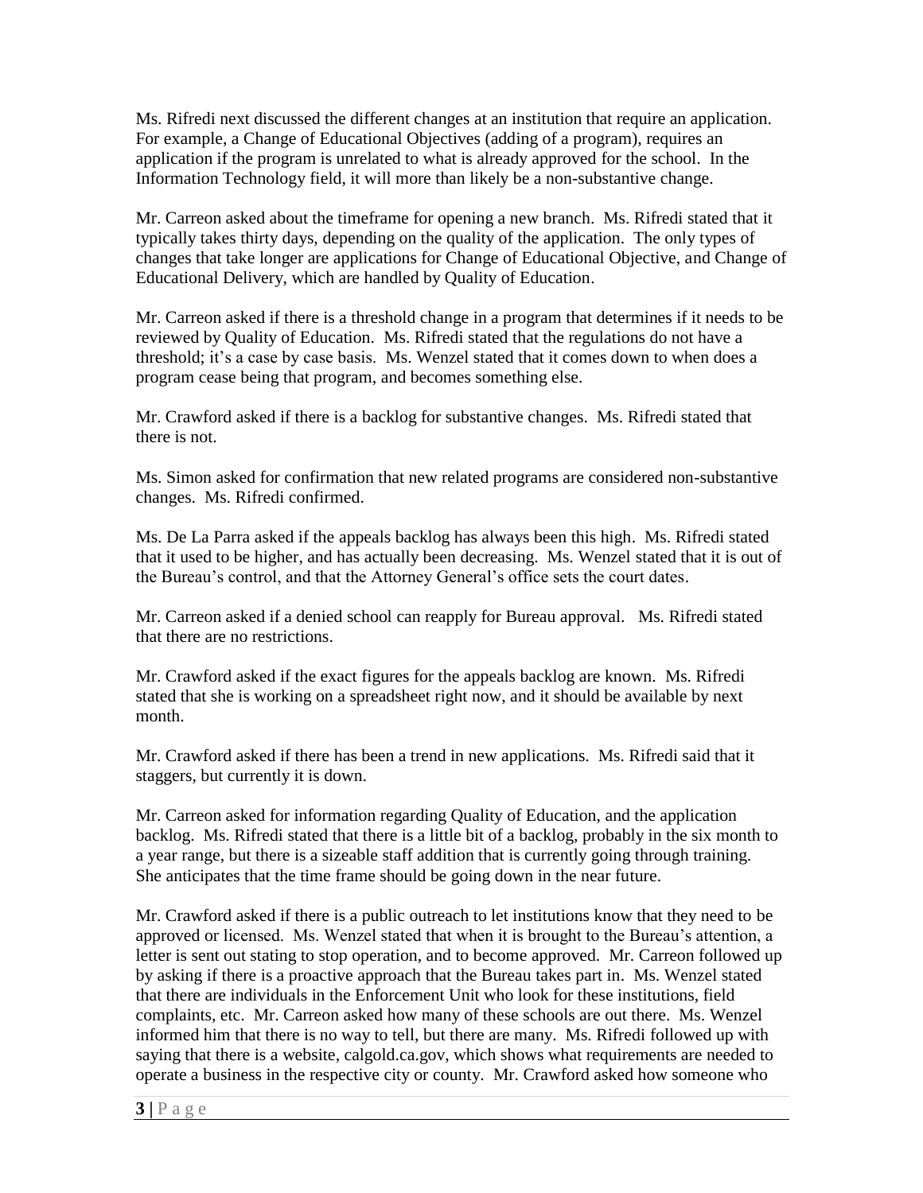Ms. Rifredi next discussed the different changes at an institution that require an application. For example, a Change of Educational Objectives (adding of a program), requires an application if the program is unrelated to what is already approved for the school. In the Information Technology field, it will more than likely be a non-substantive change.

Mr. Carreon asked about the timeframe for opening a new branch. Ms. Rifredi stated that it typically takes thirty days, depending on the quality of the application. The only types of changes that take longer are applications for Change of Educational Objective, and Change of Educational Delivery, which are handled by Quality of Education.

Mr. Carreon asked if there is a threshold change in a program that determines if it needs to be reviewed by Quality of Education. Ms. Rifredi stated that the regulations do not have a threshold; it's a case by case basis. Ms. Wenzel stated that it comes down to when does a program cease being that program, and becomes something else.

Mr. Crawford asked if there is a backlog for substantive changes. Ms. Rifredi stated that there is not.

Ms. Simon asked for confirmation that new related programs are considered non-substantive changes. Ms. Rifredi confirmed.

Ms. De La Parra asked if the appeals backlog has always been this high. Ms. Rifredi stated that it used to be higher, and has actually been decreasing. Ms. Wenzel stated that it is out of the Bureau's control, and that the Attorney General's office sets the court dates.

Mr. Carreon asked if a denied school can reapply for Bureau approval. Ms. Rifredi stated that there are no restrictions.

Mr. Crawford asked if the exact figures for the appeals backlog are known. Ms. Rifredi stated that she is working on a spreadsheet right now, and it should be available by next month.

Mr. Crawford asked if there has been a trend in new applications. Ms. Rifredi said that it staggers, but currently it is down.

Mr. Carreon asked for information regarding Quality of Education, and the application backlog. Ms. Rifredi stated that there is a little bit of a backlog, probably in the six month to a year range, but there is a sizeable staff addition that is currently going through training. She anticipates that the time frame should be going down in the near future.

Mr. Crawford asked if there is a public outreach to let institutions know that they need to be approved or licensed. Ms. Wenzel stated that when it is brought to the Bureau's attention, a letter is sent out stating to stop operation, and to become approved. Mr. Carreon followed up by asking if there is a proactive approach that the Bureau takes part in. Ms. Wenzel stated that there are individuals in the Enforcement Unit who look for these institutions, field complaints, etc. Mr. Carreon asked how many of these schools are out there. Ms. Wenzel informed him that there is no way to tell, but there are many. Ms. Rifredi followed up with saying that there is a website, calgold.ca.gov, which shows what requirements are needed to operate a business in the respective city or county. Mr. Crawford asked how someone who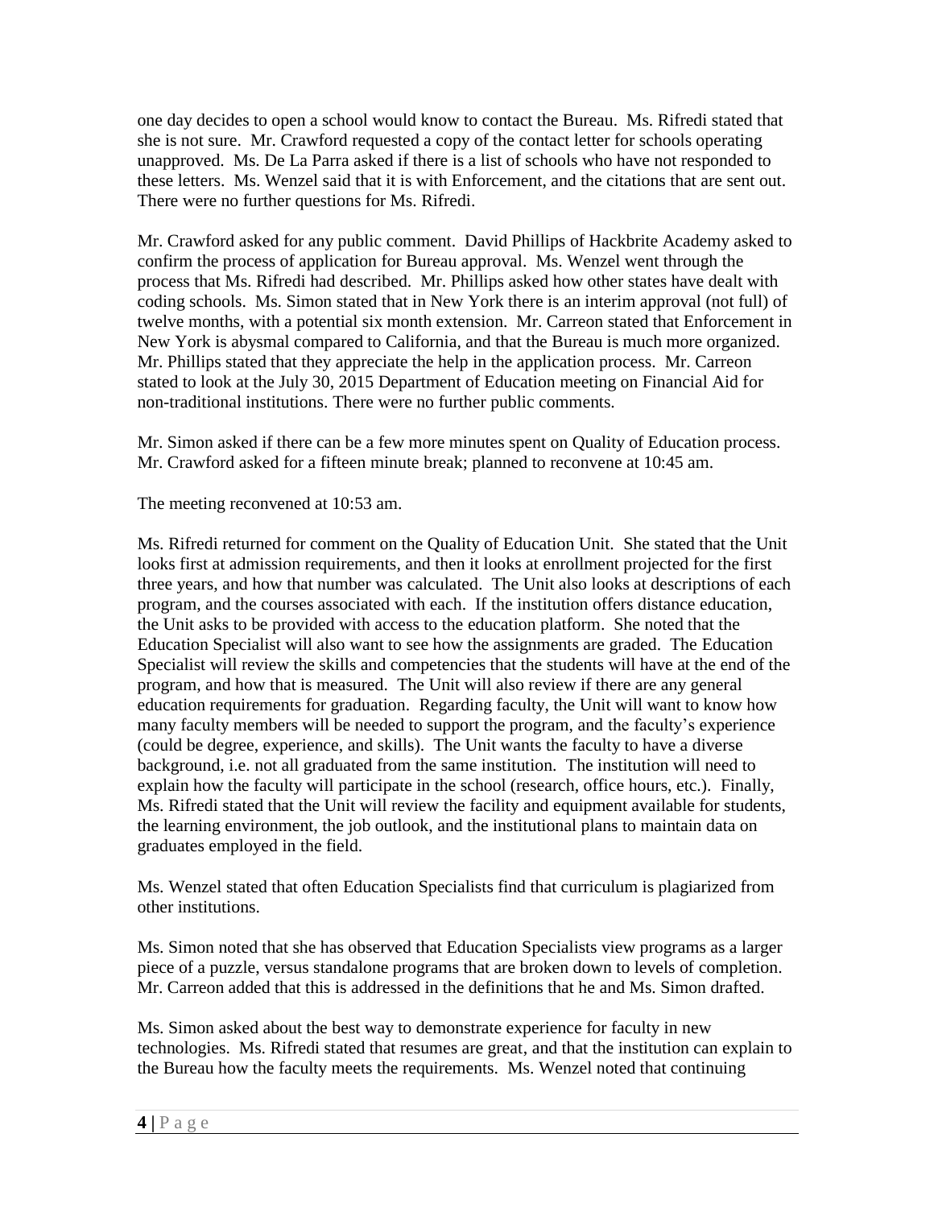one day decides to open a school would know to contact the Bureau. Ms. Rifredi stated that she is not sure. Mr. Crawford requested a copy of the contact letter for schools operating unapproved. Ms. De La Parra asked if there is a list of schools who have not responded to these letters. Ms. Wenzel said that it is with Enforcement, and the citations that are sent out. There were no further questions for Ms. Rifredi.

Mr. Crawford asked for any public comment. David Phillips of Hackbrite Academy asked to confirm the process of application for Bureau approval. Ms. Wenzel went through the process that Ms. Rifredi had described. Mr. Phillips asked how other states have dealt with coding schools. Ms. Simon stated that in New York there is an interim approval (not full) of twelve months, with a potential six month extension. Mr. Carreon stated that Enforcement in New York is abysmal compared to California, and that the Bureau is much more organized. Mr. Phillips stated that they appreciate the help in the application process. Mr. Carreon stated to look at the July 30, 2015 Department of Education meeting on Financial Aid for non-traditional institutions. There were no further public comments.

Mr. Simon asked if there can be a few more minutes spent on Quality of Education process. Mr. Crawford asked for a fifteen minute break; planned to reconvene at 10:45 am.

The meeting reconvened at 10:53 am.

Ms. Rifredi returned for comment on the Quality of Education Unit. She stated that the Unit looks first at admission requirements, and then it looks at enrollment projected for the first three years, and how that number was calculated. The Unit also looks at descriptions of each program, and the courses associated with each. If the institution offers distance education, the Unit asks to be provided with access to the education platform. She noted that the Education Specialist will also want to see how the assignments are graded. The Education Specialist will review the skills and competencies that the students will have at the end of the program, and how that is measured. The Unit will also review if there are any general education requirements for graduation. Regarding faculty, the Unit will want to know how many faculty members will be needed to support the program, and the faculty's experience (could be degree, experience, and skills). The Unit wants the faculty to have a diverse background, i.e. not all graduated from the same institution. The institution will need to explain how the faculty will participate in the school (research, office hours, etc.). Finally, Ms. Rifredi stated that the Unit will review the facility and equipment available for students, the learning environment, the job outlook, and the institutional plans to maintain data on graduates employed in the field.

Ms. Wenzel stated that often Education Specialists find that curriculum is plagiarized from other institutions.

Ms. Simon noted that she has observed that Education Specialists view programs as a larger piece of a puzzle, versus standalone programs that are broken down to levels of completion. Mr. Carreon added that this is addressed in the definitions that he and Ms. Simon drafted.

Ms. Simon asked about the best way to demonstrate experience for faculty in new technologies. Ms. Rifredi stated that resumes are great, and that the institution can explain to the Bureau how the faculty meets the requirements. Ms. Wenzel noted that continuing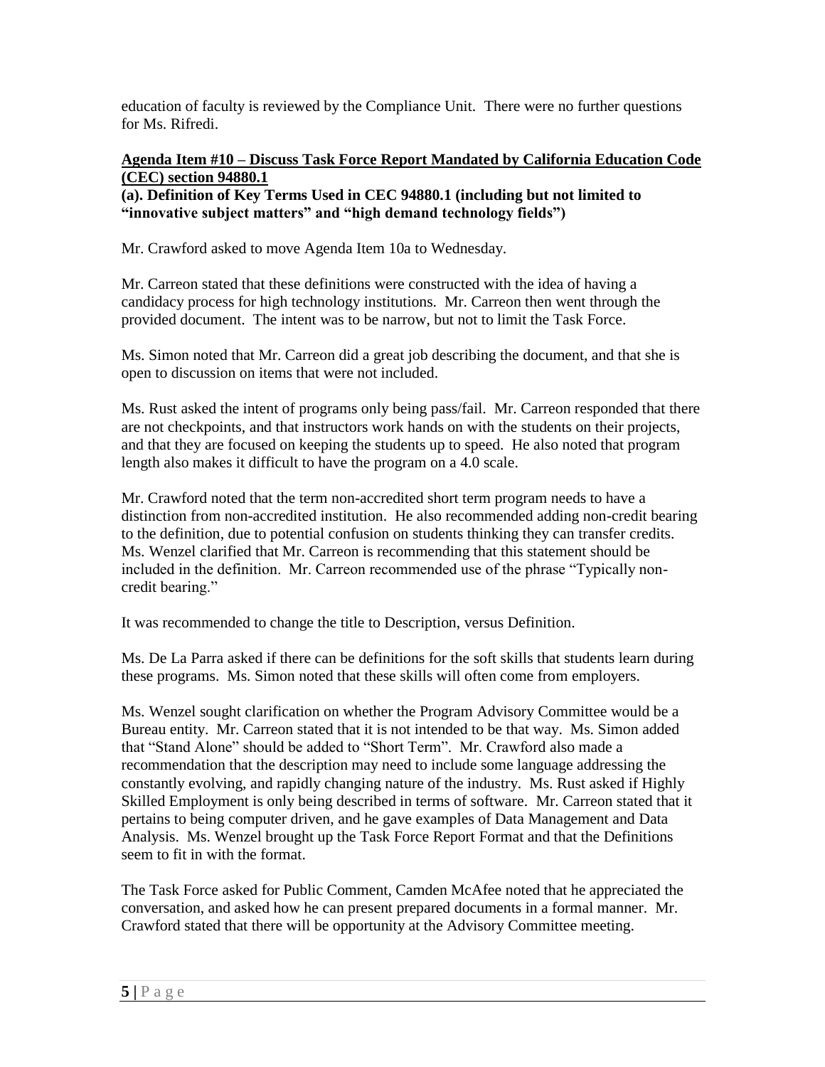education of faculty is reviewed by the Compliance Unit. There were no further questions for Ms. Rifredi.

**Agenda Item #10 – Discuss Task Force Report Mandated by California Education Code (CEC) section 94880.1**

**(a). Definition of Key Terms Used in CEC 94880.1 (including but not limited to "innovative subject matters" and "high demand technology fields")**

Mr. Crawford asked to move Agenda Item 10a to Wednesday.

Mr. Carreon stated that these definitions were constructed with the idea of having a candidacy process for high technology institutions. Mr. Carreon then went through the provided document. The intent was to be narrow, but not to limit the Task Force.

Ms. Simon noted that Mr. Carreon did a great job describing the document, and that she is open to discussion on items that were not included.

Ms. Rust asked the intent of programs only being pass/fail. Mr. Carreon responded that there are not checkpoints, and that instructors work hands on with the students on their projects, and that they are focused on keeping the students up to speed. He also noted that program length also makes it difficult to have the program on a 4.0 scale.

Mr. Crawford noted that the term non-accredited short term program needs to have a distinction from non-accredited institution. He also recommended adding non-credit bearing to the definition, due to potential confusion on students thinking they can transfer credits. Ms. Wenzel clarified that Mr. Carreon is recommending that this statement should be included in the definition. Mr. Carreon recommended use of the phrase "Typically non-credit bearing."

It was recommended to change the title to Description, versus Definition.

Ms. De La Parra asked if there can be definitions for the soft skills that students learn during these programs. Ms. Simon noted that these skills will often come from employers.

Ms. Wenzel sought clarification on whether the Program Advisory Committee would be a Bureau entity. Mr. Carreon stated that it is not intended to be that way. Ms. Simon added that "Stand Alone" should be added to "Short Term". Mr. Crawford also made a recommendation that the description may need to include some language addressing the constantly evolving, and rapidly changing nature of the industry. Ms. Rust asked if Highly Skilled Employment is only being described in terms of software. Mr. Carreon stated that it pertains to being computer driven, and he gave examples of Data Management and Data Analysis. Ms. Wenzel brought up the Task Force Report Format and that the Definitions seem to fit in with the format.

The Task Force asked for Public Comment, Camden McAfee noted that he appreciated the conversation, and asked how he can present prepared documents in a formal manner. Mr. Crawford stated that there will be opportunity at the Advisory Committee meeting.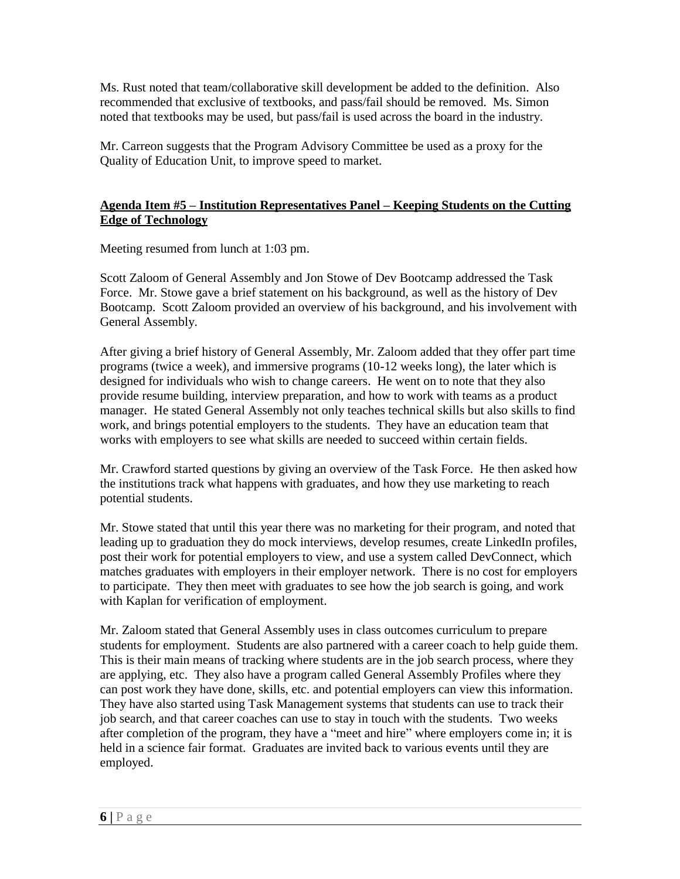Ms. Rust noted that team/collaborative skill development be added to the definition. Also recommended that exclusive of textbooks, and pass/fail should be removed. Ms. Simon noted that textbooks may be used, but pass/fail is used across the board in the industry.

Mr. Carreon suggests that the Program Advisory Committee be used as a proxy for the Quality of Education Unit, to improve speed to market.

**Agenda Item #5 – Institution Representatives Panel – Keeping Students on the Cutting Edge of Technology**

Meeting resumed from lunch at 1:03 pm.

Scott Zaloom of General Assembly and Jon Stowe of Dev Bootcamp addressed the Task Force. Mr. Stowe gave a brief statement on his background, as well as the history of Dev Bootcamp. Scott Zaloom provided an overview of his background, and his involvement with General Assembly.

After giving a brief history of General Assembly, Mr. Zaloom added that they offer part time programs (twice a week), and immersive programs (10-12 weeks long), the later which is designed for individuals who wish to change careers. He went on to note that they also provide resume building, interview preparation, and how to work with teams as a product manager. He stated General Assembly not only teaches technical skills but also skills to find work, and brings potential employers to the students. They have an education team that works with employers to see what skills are needed to succeed within certain fields.

Mr. Crawford started questions by giving an overview of the Task Force. He then asked how the institutions track what happens with graduates, and how they use marketing to reach potential students.

Mr. Stowe stated that until this year there was no marketing for their program, and noted that leading up to graduation they do mock interviews, develop resumes, create LinkedIn profiles, post their work for potential employers to view, and use a system called DevConnect, which matches graduates with employers in their employer network. There is no cost for employers to participate. They then meet with graduates to see how the job search is going, and work with Kaplan for verification of employment.

Mr. Zaloom stated that General Assembly uses in class outcomes curriculum to prepare students for employment. Students are also partnered with a career coach to help guide them. This is their main means of tracking where students are in the job search process, where they are applying, etc. They also have a program called General Assembly Profiles where they can post work they have done, skills, etc. and potential employers can view this information. They have also started using Task Management systems that students can use to track their job search, and that career coaches can use to stay in touch with the students. Two weeks after completion of the program, they have a "meet and hire" where employers come in; it is held in a science fair format. Graduates are invited back to various events until they are employed.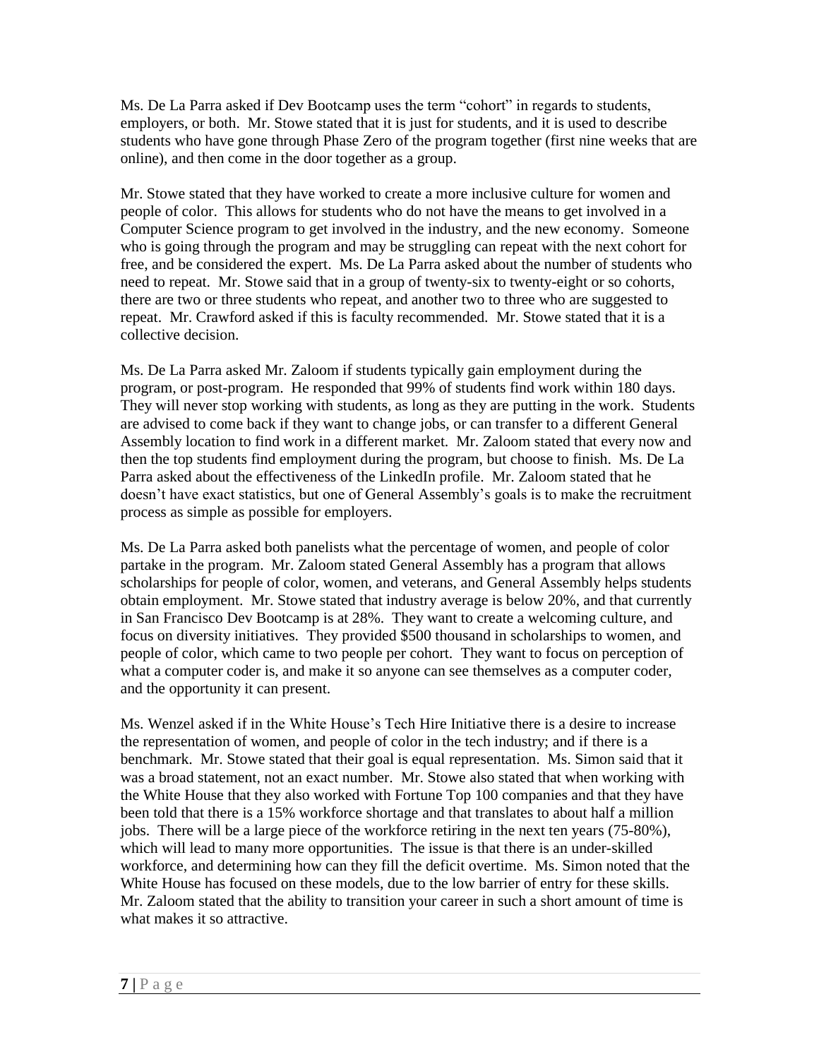Ms. De La Parra asked if Dev Bootcamp uses the term "cohort" in regards to students, employers, or both. Mr. Stowe stated that it is just for students, and it is used to describe students who have gone through Phase Zero of the program together (first nine weeks that are online), and then come in the door together as a group.

Mr. Stowe stated that they have worked to create a more inclusive culture for women and people of color. This allows for students who do not have the means to get involved in a Computer Science program to get involved in the industry, and the new economy. Someone who is going through the program and may be struggling can repeat with the next cohort for free, and be considered the expert. Ms. De La Parra asked about the number of students who need to repeat. Mr. Stowe said that in a group of twenty-six to twenty-eight or so cohorts, there are two or three students who repeat, and another two to three who are suggested to repeat. Mr. Crawford asked if this is faculty recommended. Mr. Stowe stated that it is a collective decision.

Ms. De La Parra asked Mr. Zaloom if students typically gain employment during the program, or post-program. He responded that 99% of students find work within 180 days. They will never stop working with students, as long as they are putting in the work. Students are advised to come back if they want to change jobs, or can transfer to a different General Assembly location to find work in a different market. Mr. Zaloom stated that every now and then the top students find employment during the program, but choose to finish. Ms. De La Parra asked about the effectiveness of the LinkedIn profile. Mr. Zaloom stated that he doesn't have exact statistics, but one of General Assembly's goals is to make the recruitment process as simple as possible for employers.

Ms. De La Parra asked both panelists what the percentage of women, and people of color partake in the program. Mr. Zaloom stated General Assembly has a program that allows scholarships for people of color, women, and veterans, and General Assembly helps students obtain employment. Mr. Stowe stated that industry average is below 20%, and that currently in San Francisco Dev Bootcamp is at 28%. They want to create a welcoming culture, and focus on diversity initiatives. They provided $500 thousand in scholarships to women, and people of color, which came to two people per cohort. They want to focus on perception of what a computer coder is, and make it so anyone can see themselves as a computer coder, and the opportunity it can present.

Ms. Wenzel asked if in the White House's Tech Hire Initiative there is a desire to increase the representation of women, and people of color in the tech industry; and if there is a benchmark. Mr. Stowe stated that their goal is equal representation. Ms. Simon said that it was a broad statement, not an exact number. Mr. Stowe also stated that when working with the White House that they also worked with Fortune Top 100 companies and that they have been told that there is a 15% workforce shortage and that translates to about half a million jobs. There will be a large piece of the workforce retiring in the next ten years (75-80%), which will lead to many more opportunities. The issue is that there is an under-skilled workforce, and determining how can they fill the deficit overtime. Ms. Simon noted that the White House has focused on these models, due to the low barrier of entry for these skills. Mr. Zaloom stated that the ability to transition your career in such a short amount of time is what makes it so attractive.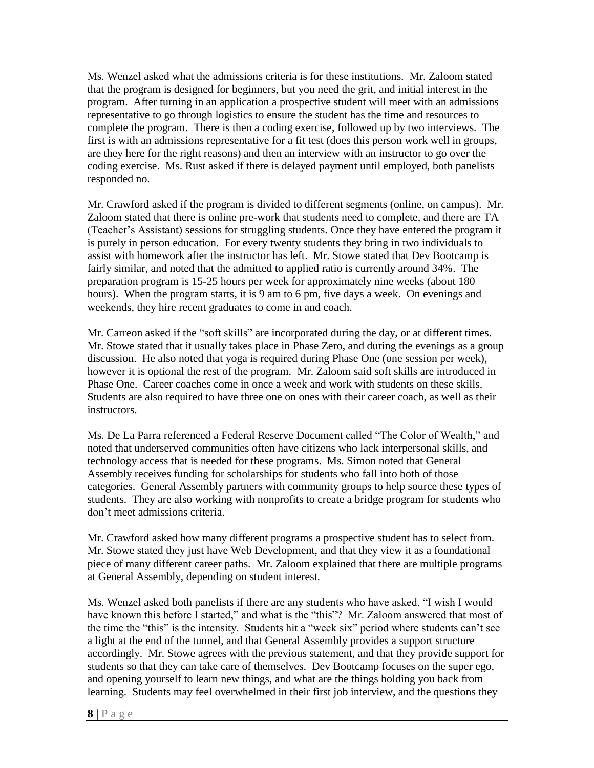Ms. Wenzel asked what the admissions criteria is for these institutions. Mr. Zaloom stated that the program is designed for beginners, but you need the grit, and initial interest in the program. After turning in an application a prospective student will meet with an admissions representative to go through logistics to ensure the student has the time and resources to complete the program. There is then a coding exercise, followed up by two interviews. The first is with an admissions representative for a fit test (does this person work well in groups, are they here for the right reasons) and then an interview with an instructor to go over the coding exercise. Ms. Rust asked if there is delayed payment until employed, both panelists responded no.

Mr. Crawford asked if the program is divided to different segments (online, on campus). Mr. Zaloom stated that there is online pre-work that students need to complete, and there are TA (Teacher's Assistant) sessions for struggling students. Once they have entered the program it is purely in person education. For every twenty students they bring in two individuals to assist with homework after the instructor has left. Mr. Stowe stated that Dev Bootcamp is fairly similar, and noted that the admitted to applied ratio is currently around 34%. The preparation program is 15-25 hours per week for approximately nine weeks (about 180 hours). When the program starts, it is 9 am to 6 pm, five days a week. On evenings and weekends, they hire recent graduates to come in and coach.

Mr. Carreon asked if the "soft skills" are incorporated during the day, or at different times. Mr. Stowe stated that it usually takes place in Phase Zero, and during the evenings as a group discussion. He also noted that yoga is required during Phase One (one session per week), however it is optional the rest of the program. Mr. Zaloom said soft skills are introduced in Phase One. Career coaches come in once a week and work with students on these skills. Students are also required to have three one on ones with their career coach, as well as their instructors.

Ms. De La Parra referenced a Federal Reserve Document called "The Color of Wealth," and noted that underserved communities often have citizens who lack interpersonal skills, and technology access that is needed for these programs. Ms. Simon noted that General Assembly receives funding for scholarships for students who fall into both of those categories. General Assembly partners with community groups to help source these types of students. They are also working with nonprofits to create a bridge program for students who don't meet admissions criteria.

Mr. Crawford asked how many different programs a prospective student has to select from. Mr. Stowe stated they just have Web Development, and that they view it as a foundational piece of many different career paths. Mr. Zaloom explained that there are multiple programs at General Assembly, depending on student interest.

Ms. Wenzel asked both panelists if there are any students who have asked, "I wish I would have known this before I started," and what is the "this"? Mr. Zaloom answered that most of the time the "this" is the intensity. Students hit a "week six" period where students can't see a light at the end of the tunnel, and that General Assembly provides a support structure accordingly. Mr. Stowe agrees with the previous statement, and that they provide support for students so that they can take care of themselves. Dev Bootcamp focuses on the super ego, and opening yourself to learn new things, and what are the things holding you back from learning. Students may feel overwhelmed in their first job interview, and the questions they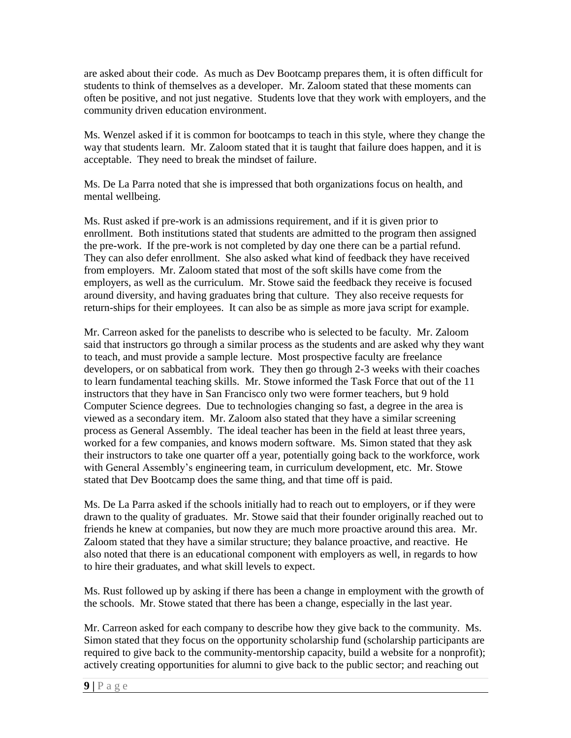are asked about their code. As much as Dev Bootcamp prepares them, it is often difficult for students to think of themselves as a developer. Mr. Zaloom stated that these moments can often be positive, and not just negative. Students love that they work with employers, and the community driven education environment.

Ms. Wenzel asked if it is common for bootcamps to teach in this style, where they change the way that students learn. Mr. Zaloom stated that it is taught that failure does happen, and it is acceptable. They need to break the mindset of failure.

Ms. De La Parra noted that she is impressed that both organizations focus on health, and mental wellbeing.

Ms. Rust asked if pre-work is an admissions requirement, and if it is given prior to enrollment. Both institutions stated that students are admitted to the program then assigned the pre-work. If the pre-work is not completed by day one there can be a partial refund. They can also defer enrollment. She also asked what kind of feedback they have received from employers. Mr. Zaloom stated that most of the soft skills have come from the employers, as well as the curriculum. Mr. Stowe said the feedback they receive is focused around diversity, and having graduates bring that culture. They also receive requests for return-ships for their employees. It can also be as simple as more java script for example.

Mr. Carreon asked for the panelists to describe who is selected to be faculty. Mr. Zaloom said that instructors go through a similar process as the students and are asked why they want to teach, and must provide a sample lecture. Most prospective faculty are freelance developers, or on sabbatical from work. They then go through 2-3 weeks with their coaches to learn fundamental teaching skills. Mr. Stowe informed the Task Force that out of the 11 instructors that they have in San Francisco only two were former teachers, but 9 hold Computer Science degrees. Due to technologies changing so fast, a degree in the area is viewed as a secondary item. Mr. Zaloom also stated that they have a similar screening process as General Assembly. The ideal teacher has been in the field at least three years, worked for a few companies, and knows modern software. Ms. Simon stated that they ask their instructors to take one quarter off a year, potentially going back to the workforce, work with General Assembly's engineering team, in curriculum development, etc. Mr. Stowe stated that Dev Bootcamp does the same thing, and that time off is paid.

Ms. De La Parra asked if the schools initially had to reach out to employers, or if they were drawn to the quality of graduates. Mr. Stowe said that their founder originally reached out to friends he knew at companies, but now they are much more proactive around this area. Mr. Zaloom stated that they have a similar structure; they balance proactive, and reactive. He also noted that there is an educational component with employers as well, in regards to how to hire their graduates, and what skill levels to expect.

Ms. Rust followed up by asking if there has been a change in employment with the growth of the schools. Mr. Stowe stated that there has been a change, especially in the last year.

Mr. Carreon asked for each company to describe how they give back to the community. Ms. Simon stated that they focus on the opportunity scholarship fund (scholarship participants are required to give back to the community-mentorship capacity, build a website for a nonprofit); actively creating opportunities for alumni to give back to the public sector; and reaching out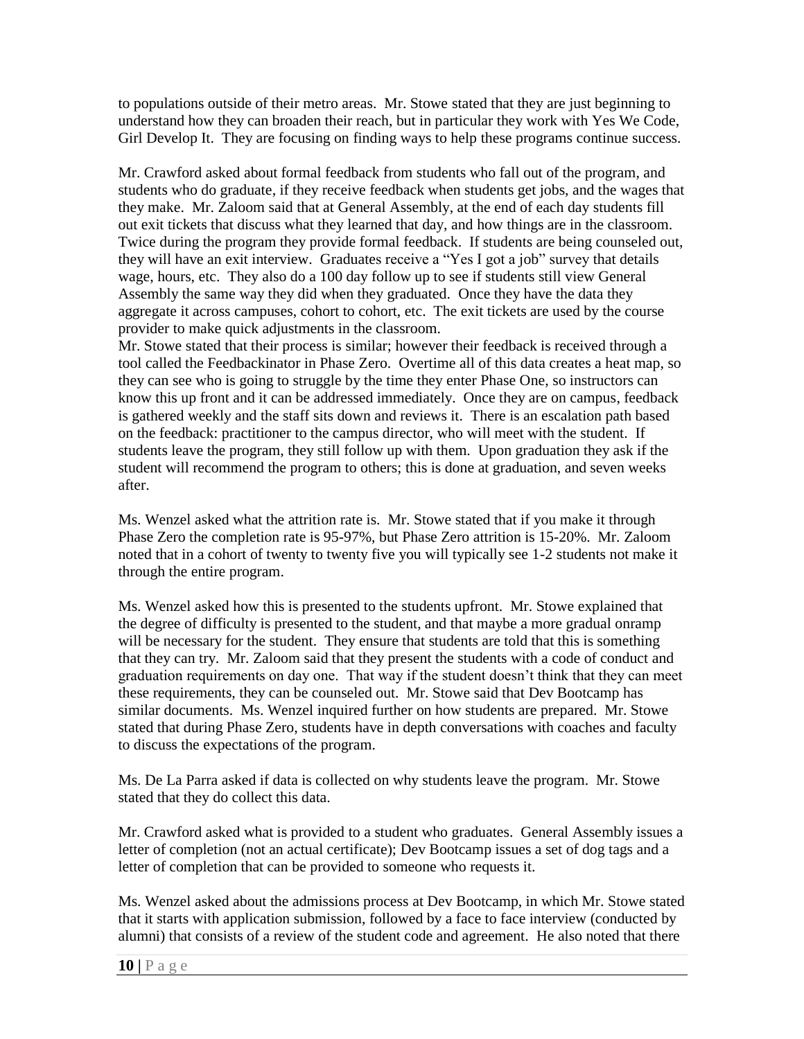to populations outside of their metro areas. Mr. Stowe stated that they are just beginning to understand how they can broaden their reach, but in particular they work with Yes We Code, Girl Develop It. They are focusing on finding ways to help these programs continue success.

Mr. Crawford asked about formal feedback from students who fall out of the program, and students who do graduate, if they receive feedback when students get jobs, and the wages that they make. Mr. Zaloom said that at General Assembly, at the end of each day students fill out exit tickets that discuss what they learned that day, and how things are in the classroom. Twice during the program they provide formal feedback. If students are being counseled out, they will have an exit interview. Graduates receive a "Yes I got a job" survey that details wage, hours, etc. They also do a 100 day follow up to see if students still view General Assembly the same way they did when they graduated. Once they have the data they aggregate it across campuses, cohort to cohort, etc. The exit tickets are used by the course provider to make quick adjustments in the classroom.

Mr. Stowe stated that their process is similar; however their feedback is received through a tool called the Feedbackinator in Phase Zero. Overtime all of this data creates a heat map, so they can see who is going to struggle by the time they enter Phase One, so instructors can know this up front and it can be addressed immediately. Once they are on campus, feedback is gathered weekly and the staff sits down and reviews it. There is an escalation path based on the feedback: practitioner to the campus director, who will meet with the student. If students leave the program, they still follow up with them. Upon graduation they ask if the student will recommend the program to others; this is done at graduation, and seven weeks after.

Ms. Wenzel asked what the attrition rate is. Mr. Stowe stated that if you make it through Phase Zero the completion rate is 95-97%, but Phase Zero attrition is 15-20%. Mr. Zaloom noted that in a cohort of twenty to twenty five you will typically see 1-2 students not make it through the entire program.

Ms. Wenzel asked how this is presented to the students upfront. Mr. Stowe explained that the degree of difficulty is presented to the student, and that maybe a more gradual onramp will be necessary for the student. They ensure that students are told that this is something that they can try. Mr. Zaloom said that they present the students with a code of conduct and graduation requirements on day one. That way if the student doesn't think that they can meet these requirements, they can be counseled out. Mr. Stowe said that Dev Bootcamp has similar documents. Ms. Wenzel inquired further on how students are prepared. Mr. Stowe stated that during Phase Zero, students have in depth conversations with coaches and faculty to discuss the expectations of the program.

Ms. De La Parra asked if data is collected on why students leave the program. Mr. Stowe stated that they do collect this data.

Mr. Crawford asked what is provided to a student who graduates. General Assembly issues a letter of completion (not an actual certificate); Dev Bootcamp issues a set of dog tags and a letter of completion that can be provided to someone who requests it.

Ms. Wenzel asked about the admissions process at Dev Bootcamp, in which Mr. Stowe stated that it starts with application submission, followed by a face to face interview (conducted by alumni) that consists of a review of the student code and agreement. He also noted that there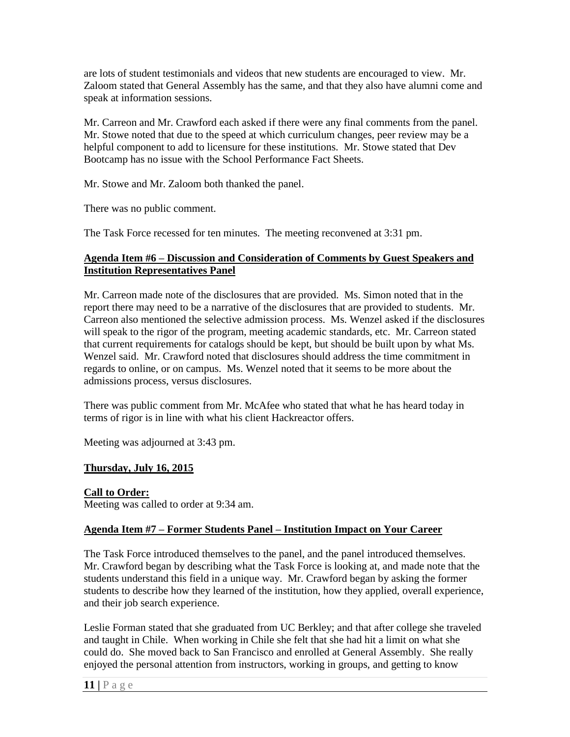are lots of student testimonials and videos that new students are encouraged to view. Mr. Zaloom stated that General Assembly has the same, and that they also have alumni come and speak at information sessions.

Mr. Carreon and Mr. Crawford each asked if there were any final comments from the panel. Mr. Stowe noted that due to the speed at which curriculum changes, peer review may be a helpful component to add to licensure for these institutions. Mr. Stowe stated that Dev Bootcamp has no issue with the School Performance Fact Sheets.

Mr. Stowe and Mr. Zaloom both thanked the panel.

There was no public comment.

The Task Force recessed for ten minutes. The meeting reconvened at 3:31 pm.

**Agenda Item #6 – Discussion and Consideration of Comments by Guest Speakers and Institution Representatives Panel**

Mr. Carreon made note of the disclosures that are provided. Ms. Simon noted that in the report there may need to be a narrative of the disclosures that are provided to students. Mr. Carreon also mentioned the selective admission process. Ms. Wenzel asked if the disclosures will speak to the rigor of the program, meeting academic standards, etc. Mr. Carreon stated that current requirements for catalogs should be kept, but should be built upon by what Ms. Wenzel said. Mr. Crawford noted that disclosures should address the time commitment in regards to online, or on campus. Ms. Wenzel noted that it seems to be more about the admissions process, versus disclosures.

There was public comment from Mr. McAfee who stated that what he has heard today in terms of rigor is in line with what his client Hackreactor offers.

Meeting was adjourned at 3:43 pm.

**Thursday, July 16, 2015**

**Call to Order:**
Meeting was called to order at 9:34 am.

**Agenda Item #7 – Former Students Panel – Institution Impact on Your Career**

The Task Force introduced themselves to the panel, and the panel introduced themselves. Mr. Crawford began by describing what the Task Force is looking at, and made note that the students understand this field in a unique way. Mr. Crawford began by asking the former students to describe how they learned of the institution, how they applied, overall experience, and their job search experience.

Leslie Forman stated that she graduated from UC Berkley; and that after college she traveled and taught in Chile. When working in Chile she felt that she had hit a limit on what she could do. She moved back to San Francisco and enrolled at General Assembly. She really enjoyed the personal attention from instructors, working in groups, and getting to know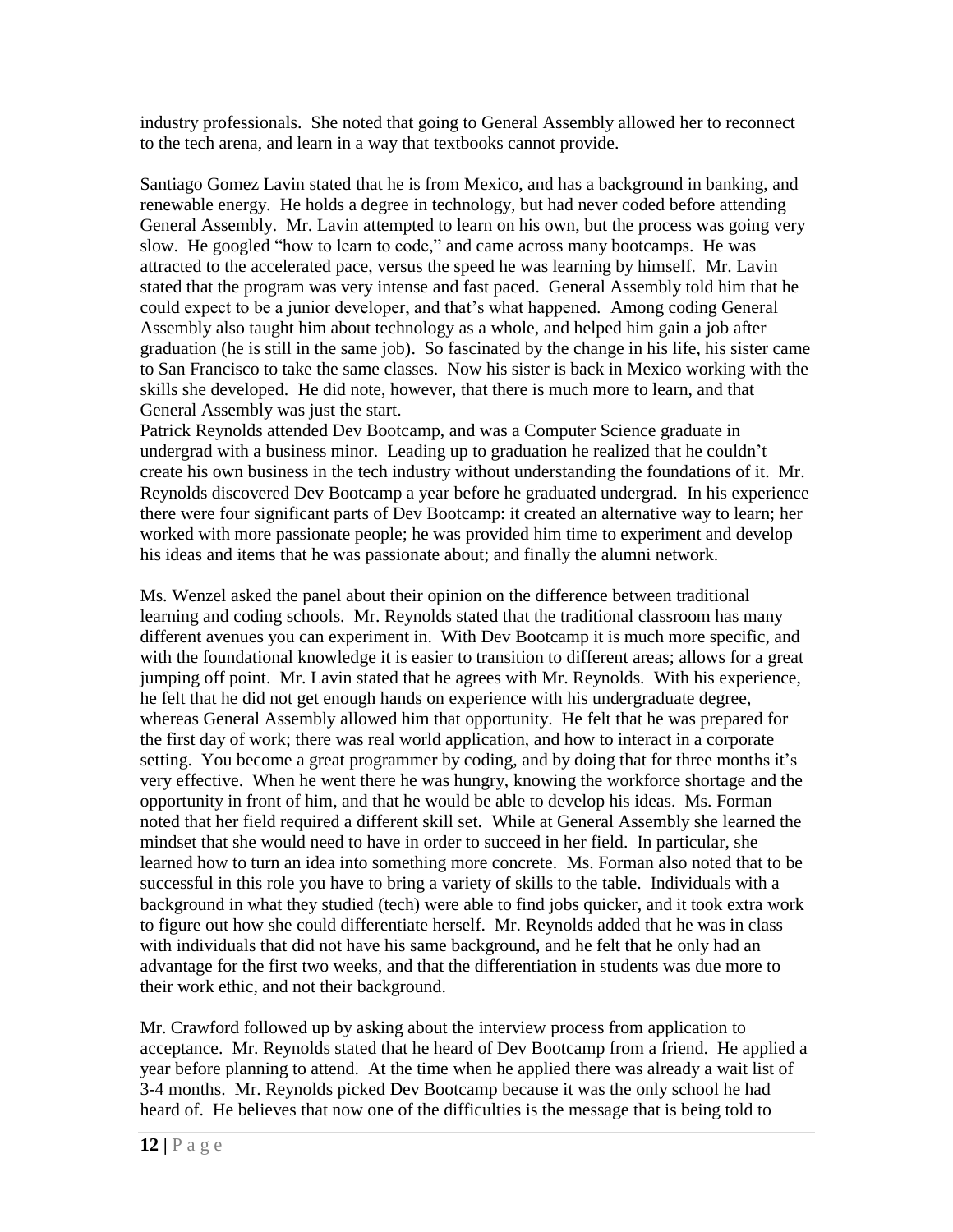industry professionals. She noted that going to General Assembly allowed her to reconnect to the tech arena, and learn in a way that textbooks cannot provide.

Santiago Gomez Lavin stated that he is from Mexico, and has a background in banking, and renewable energy. He holds a degree in technology, but had never coded before attending General Assembly. Mr. Lavin attempted to learn on his own, but the process was going very slow. He googled "how to learn to code," and came across many bootcamps. He was attracted to the accelerated pace, versus the speed he was learning by himself. Mr. Lavin stated that the program was very intense and fast paced. General Assembly told him that he could expect to be a junior developer, and that's what happened. Among coding General Assembly also taught him about technology as a whole, and helped him gain a job after graduation (he is still in the same job). So fascinated by the change in his life, his sister came to San Francisco to take the same classes. Now his sister is back in Mexico working with the skills she developed. He did note, however, that there is much more to learn, and that General Assembly was just the start.

Patrick Reynolds attended Dev Bootcamp, and was a Computer Science graduate in undergrad with a business minor. Leading up to graduation he realized that he couldn't create his own business in the tech industry without understanding the foundations of it. Mr. Reynolds discovered Dev Bootcamp a year before he graduated undergrad. In his experience there were four significant parts of Dev Bootcamp: it created an alternative way to learn; her worked with more passionate people; he was provided him time to experiment and develop his ideas and items that he was passionate about; and finally the alumni network.

Ms. Wenzel asked the panel about their opinion on the difference between traditional learning and coding schools. Mr. Reynolds stated that the traditional classroom has many different avenues you can experiment in. With Dev Bootcamp it is much more specific, and with the foundational knowledge it is easier to transition to different areas; allows for a great jumping off point. Mr. Lavin stated that he agrees with Mr. Reynolds. With his experience, he felt that he did not get enough hands on experience with his undergraduate degree, whereas General Assembly allowed him that opportunity. He felt that he was prepared for the first day of work; there was real world application, and how to interact in a corporate setting. You become a great programmer by coding, and by doing that for three months it's very effective. When he went there he was hungry, knowing the workforce shortage and the opportunity in front of him, and that he would be able to develop his ideas. Ms. Forman noted that her field required a different skill set. While at General Assembly she learned the mindset that she would need to have in order to succeed in her field. In particular, she learned how to turn an idea into something more concrete. Ms. Forman also noted that to be successful in this role you have to bring a variety of skills to the table. Individuals with a background in what they studied (tech) were able to find jobs quicker, and it took extra work to figure out how she could differentiate herself. Mr. Reynolds added that he was in class with individuals that did not have his same background, and he felt that he only had an advantage for the first two weeks, and that the differentiation in students was due more to their work ethic, and not their background.

Mr. Crawford followed up by asking about the interview process from application to acceptance. Mr. Reynolds stated that he heard of Dev Bootcamp from a friend. He applied a year before planning to attend. At the time when he applied there was already a wait list of 3-4 months. Mr. Reynolds picked Dev Bootcamp because it was the only school he had heard of. He believes that now one of the difficulties is the message that is being told to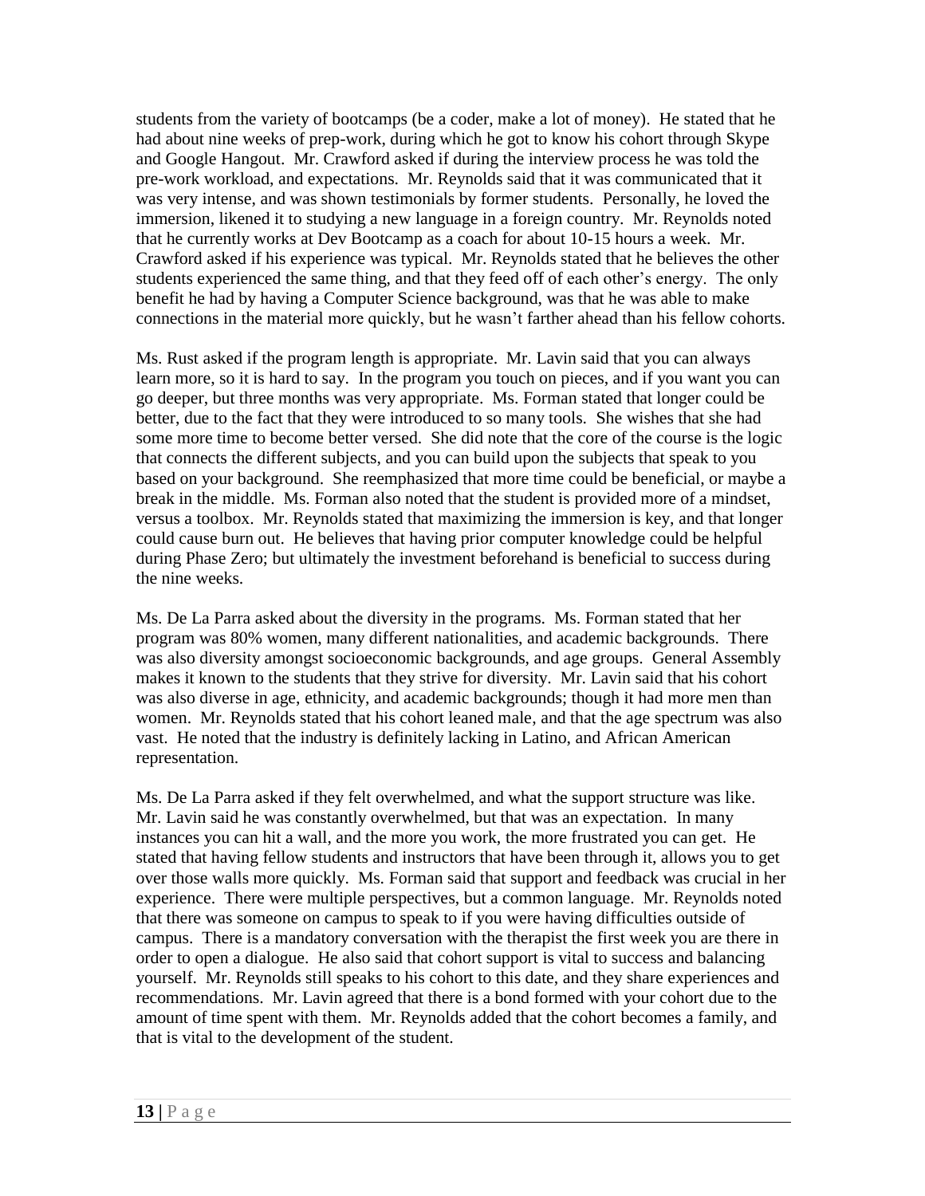students from the variety of bootcamps (be a coder, make a lot of money). He stated that he had about nine weeks of prep-work, during which he got to know his cohort through Skype and Google Hangout. Mr. Crawford asked if during the interview process he was told the pre-work workload, and expectations. Mr. Reynolds said that it was communicated that it was very intense, and was shown testimonials by former students. Personally, he loved the immersion, likened it to studying a new language in a foreign country. Mr. Reynolds noted that he currently works at Dev Bootcamp as a coach for about 10-15 hours a week. Mr. Crawford asked if his experience was typical. Mr. Reynolds stated that he believes the other students experienced the same thing, and that they feed off of each other's energy. The only benefit he had by having a Computer Science background, was that he was able to make connections in the material more quickly, but he wasn't farther ahead than his fellow cohorts.

Ms. Rust asked if the program length is appropriate. Mr. Lavin said that you can always learn more, so it is hard to say. In the program you touch on pieces, and if you want you can go deeper, but three months was very appropriate. Ms. Forman stated that longer could be better, due to the fact that they were introduced to so many tools. She wishes that she had some more time to become better versed. She did note that the core of the course is the logic that connects the different subjects, and you can build upon the subjects that speak to you based on your background. She reemphasized that more time could be beneficial, or maybe a break in the middle. Ms. Forman also noted that the student is provided more of a mindset, versus a toolbox. Mr. Reynolds stated that maximizing the immersion is key, and that longer could cause burn out. He believes that having prior computer knowledge could be helpful during Phase Zero; but ultimately the investment beforehand is beneficial to success during the nine weeks.

Ms. De La Parra asked about the diversity in the programs. Ms. Forman stated that her program was 80% women, many different nationalities, and academic backgrounds. There was also diversity amongst socioeconomic backgrounds, and age groups. General Assembly makes it known to the students that they strive for diversity. Mr. Lavin said that his cohort was also diverse in age, ethnicity, and academic backgrounds; though it had more men than women. Mr. Reynolds stated that his cohort leaned male, and that the age spectrum was also vast. He noted that the industry is definitely lacking in Latino, and African American representation.

Ms. De La Parra asked if they felt overwhelmed, and what the support structure was like. Mr. Lavin said he was constantly overwhelmed, but that was an expectation. In many instances you can hit a wall, and the more you work, the more frustrated you can get. He stated that having fellow students and instructors that have been through it, allows you to get over those walls more quickly. Ms. Forman said that support and feedback was crucial in her experience. There were multiple perspectives, but a common language. Mr. Reynolds noted that there was someone on campus to speak to if you were having difficulties outside of campus. There is a mandatory conversation with the therapist the first week you are there in order to open a dialogue. He also said that cohort support is vital to success and balancing yourself. Mr. Reynolds still speaks to his cohort to this date, and they share experiences and recommendations. Mr. Lavin agreed that there is a bond formed with your cohort due to the amount of time spent with them. Mr. Reynolds added that the cohort becomes a family, and that is vital to the development of the student.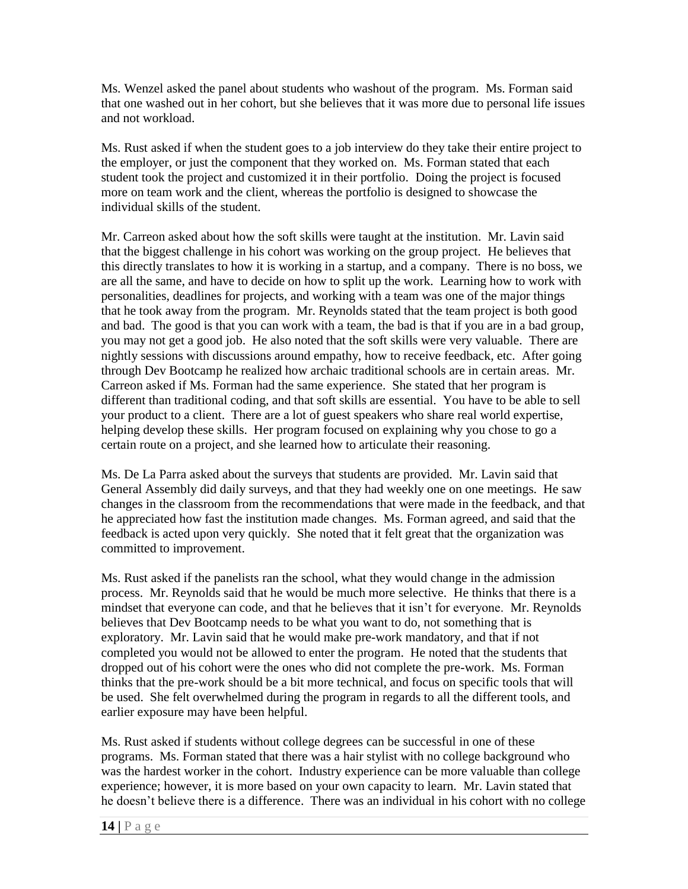Ms. Wenzel asked the panel about students who washout of the program. Ms. Forman said that one washed out in her cohort, but she believes that it was more due to personal life issues and not workload.

Ms. Rust asked if when the student goes to a job interview do they take their entire project to the employer, or just the component that they worked on. Ms. Forman stated that each student took the project and customized it in their portfolio. Doing the project is focused more on team work and the client, whereas the portfolio is designed to showcase the individual skills of the student.

Mr. Carreon asked about how the soft skills were taught at the institution. Mr. Lavin said that the biggest challenge in his cohort was working on the group project. He believes that this directly translates to how it is working in a startup, and a company. There is no boss, we are all the same, and have to decide on how to split up the work. Learning how to work with personalities, deadlines for projects, and working with a team was one of the major things that he took away from the program. Mr. Reynolds stated that the team project is both good and bad. The good is that you can work with a team, the bad is that if you are in a bad group, you may not get a good job. He also noted that the soft skills were very valuable. There are nightly sessions with discussions around empathy, how to receive feedback, etc. After going through Dev Bootcamp he realized how archaic traditional schools are in certain areas. Mr. Carreon asked if Ms. Forman had the same experience. She stated that her program is different than traditional coding, and that soft skills are essential. You have to be able to sell your product to a client. There are a lot of guest speakers who share real world expertise, helping develop these skills. Her program focused on explaining why you chose to go a certain route on a project, and she learned how to articulate their reasoning.

Ms. De La Parra asked about the surveys that students are provided. Mr. Lavin said that General Assembly did daily surveys, and that they had weekly one on one meetings. He saw changes in the classroom from the recommendations that were made in the feedback, and that he appreciated how fast the institution made changes. Ms. Forman agreed, and said that the feedback is acted upon very quickly. She noted that it felt great that the organization was committed to improvement.

Ms. Rust asked if the panelists ran the school, what they would change in the admission process. Mr. Reynolds said that he would be much more selective. He thinks that there is a mindset that everyone can code, and that he believes that it isn't for everyone. Mr. Reynolds believes that Dev Bootcamp needs to be what you want to do, not something that is exploratory. Mr. Lavin said that he would make pre-work mandatory, and that if not completed you would not be allowed to enter the program. He noted that the students that dropped out of his cohort were the ones who did not complete the pre-work. Ms. Forman thinks that the pre-work should be a bit more technical, and focus on specific tools that will be used. She felt overwhelmed during the program in regards to all the different tools, and earlier exposure may have been helpful.

Ms. Rust asked if students without college degrees can be successful in one of these programs. Ms. Forman stated that there was a hair stylist with no college background who was the hardest worker in the cohort. Industry experience can be more valuable than college experience; however, it is more based on your own capacity to learn. Mr. Lavin stated that he doesn't believe there is a difference. There was an individual in his cohort with no college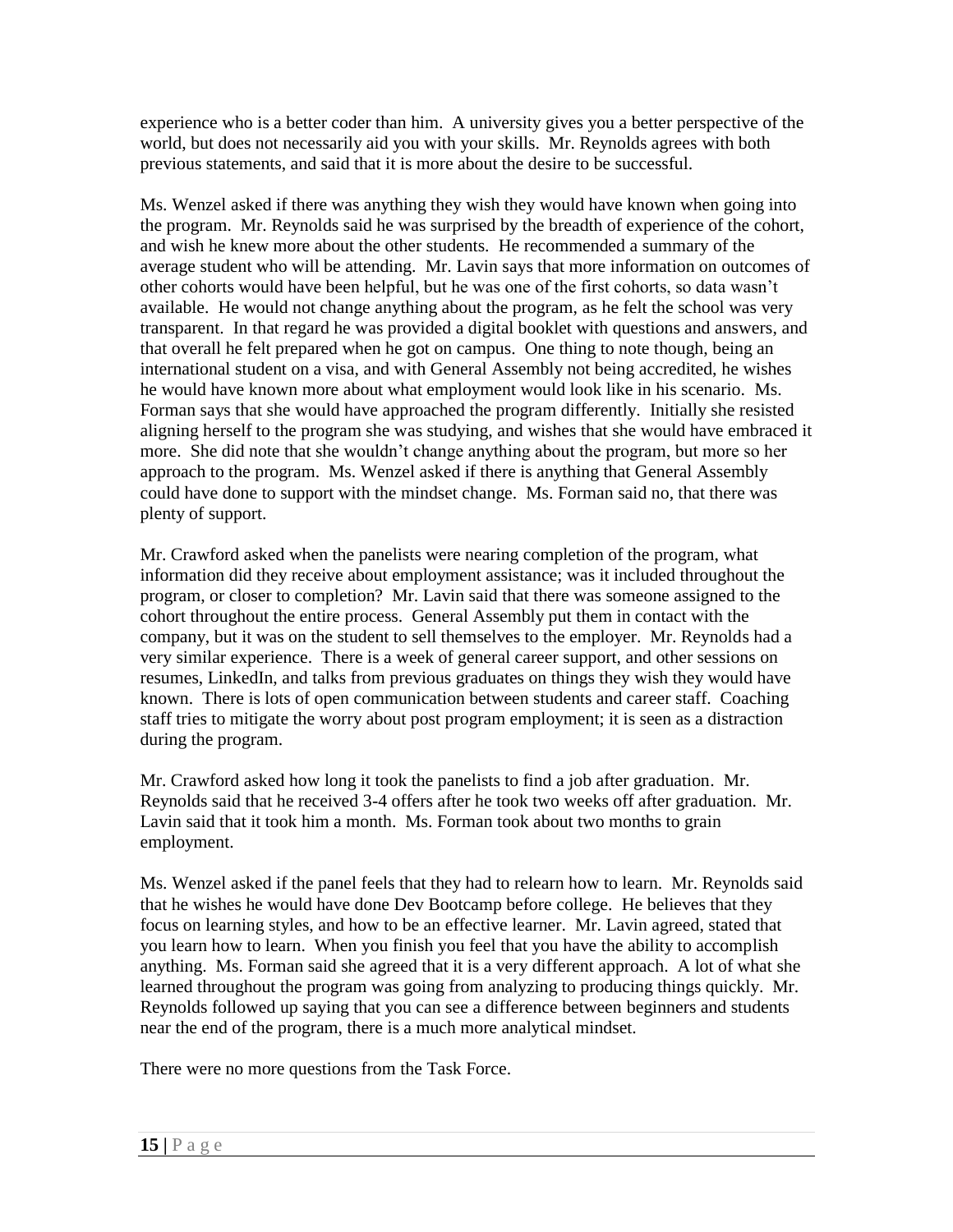experience who is a better coder than him. A university gives you a better perspective of the world, but does not necessarily aid you with your skills. Mr. Reynolds agrees with both previous statements, and said that it is more about the desire to be successful.

Ms. Wenzel asked if there was anything they wish they would have known when going into the program. Mr. Reynolds said he was surprised by the breadth of experience of the cohort, and wish he knew more about the other students. He recommended a summary of the average student who will be attending. Mr. Lavin says that more information on outcomes of other cohorts would have been helpful, but he was one of the first cohorts, so data wasn't available. He would not change anything about the program, as he felt the school was very transparent. In that regard he was provided a digital booklet with questions and answers, and that overall he felt prepared when he got on campus. One thing to note though, being an international student on a visa, and with General Assembly not being accredited, he wishes he would have known more about what employment would look like in his scenario. Ms. Forman says that she would have approached the program differently. Initially she resisted aligning herself to the program she was studying, and wishes that she would have embraced it more. She did note that she wouldn't change anything about the program, but more so her approach to the program. Ms. Wenzel asked if there is anything that General Assembly could have done to support with the mindset change. Ms. Forman said no, that there was plenty of support.

Mr. Crawford asked when the panelists were nearing completion of the program, what information did they receive about employment assistance; was it included throughout the program, or closer to completion? Mr. Lavin said that there was someone assigned to the cohort throughout the entire process. General Assembly put them in contact with the company, but it was on the student to sell themselves to the employer. Mr. Reynolds had a very similar experience. There is a week of general career support, and other sessions on resumes, LinkedIn, and talks from previous graduates on things they wish they would have known. There is lots of open communication between students and career staff. Coaching staff tries to mitigate the worry about post program employment; it is seen as a distraction during the program.

Mr. Crawford asked how long it took the panelists to find a job after graduation. Mr. Reynolds said that he received 3-4 offers after he took two weeks off after graduation. Mr. Lavin said that it took him a month. Ms. Forman took about two months to grain employment.

Ms. Wenzel asked if the panel feels that they had to relearn how to learn. Mr. Reynolds said that he wishes he would have done Dev Bootcamp before college. He believes that they focus on learning styles, and how to be an effective learner. Mr. Lavin agreed, stated that you learn how to learn. When you finish you feel that you have the ability to accomplish anything. Ms. Forman said she agreed that it is a very different approach. A lot of what she learned throughout the program was going from analyzing to producing things quickly. Mr. Reynolds followed up saying that you can see a difference between beginners and students near the end of the program, there is a much more analytical mindset.

There were no more questions from the Task Force.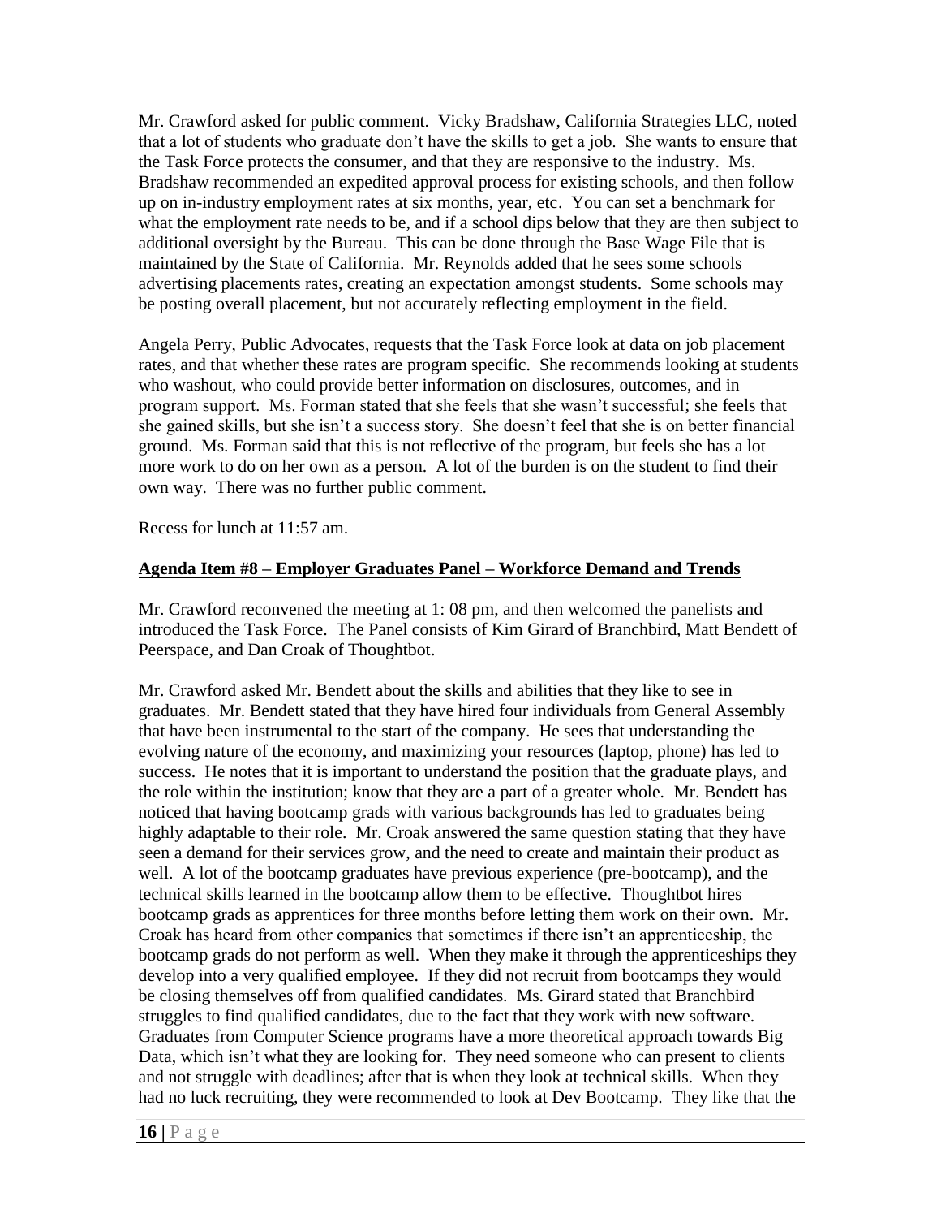Mr. Crawford asked for public comment. Vicky Bradshaw, California Strategies LLC, noted that a lot of students who graduate don't have the skills to get a job. She wants to ensure that the Task Force protects the consumer, and that they are responsive to the industry. Ms. Bradshaw recommended an expedited approval process for existing schools, and then follow up on in-industry employment rates at six months, year, etc. You can set a benchmark for what the employment rate needs to be, and if a school dips below that they are then subject to additional oversight by the Bureau. This can be done through the Base Wage File that is maintained by the State of California. Mr. Reynolds added that he sees some schools advertising placements rates, creating an expectation amongst students. Some schools may be posting overall placement, but not accurately reflecting employment in the field.

Angela Perry, Public Advocates, requests that the Task Force look at data on job placement rates, and that whether these rates are program specific. She recommends looking at students who washout, who could provide better information on disclosures, outcomes, and in program support. Ms. Forman stated that she feels that she wasn't successful; she feels that she gained skills, but she isn't a success story. She doesn't feel that she is on better financial ground. Ms. Forman said that this is not reflective of the program, but feels she has a lot more work to do on her own as a person. A lot of the burden is on the student to find their own way. There was no further public comment.

Recess for lunch at 11:57 am.

**Agenda Item #8 – Employer Graduates Panel – Workforce Demand and Trends**

Mr. Crawford reconvened the meeting at 1: 08 pm, and then welcomed the panelists and introduced the Task Force. The Panel consists of Kim Girard of Branchbird, Matt Bendett of Peerspace, and Dan Croak of Thoughtbot.

Mr. Crawford asked Mr. Bendett about the skills and abilities that they like to see in graduates. Mr. Bendett stated that they have hired four individuals from General Assembly that have been instrumental to the start of the company. He sees that understanding the evolving nature of the economy, and maximizing your resources (laptop, phone) has led to success. He notes that it is important to understand the position that the graduate plays, and the role within the institution; know that they are a part of a greater whole. Mr. Bendett has noticed that having bootcamp grads with various backgrounds has led to graduates being highly adaptable to their role. Mr. Croak answered the same question stating that they have seen a demand for their services grow, and the need to create and maintain their product as well. A lot of the bootcamp graduates have previous experience (pre-bootcamp), and the technical skills learned in the bootcamp allow them to be effective. Thoughtbot hires bootcamp grads as apprentices for three months before letting them work on their own. Mr. Croak has heard from other companies that sometimes if there isn't an apprenticeship, the bootcamp grads do not perform as well. When they make it through the apprenticeships they develop into a very qualified employee. If they did not recruit from bootcamps they would be closing themselves off from qualified candidates. Ms. Girard stated that Branchbird struggles to find qualified candidates, due to the fact that they work with new software. Graduates from Computer Science programs have a more theoretical approach towards Big Data, which isn't what they are looking for. They need someone who can present to clients and not struggle with deadlines; after that is when they look at technical skills. When they had no luck recruiting, they were recommended to look at Dev Bootcamp. They like that the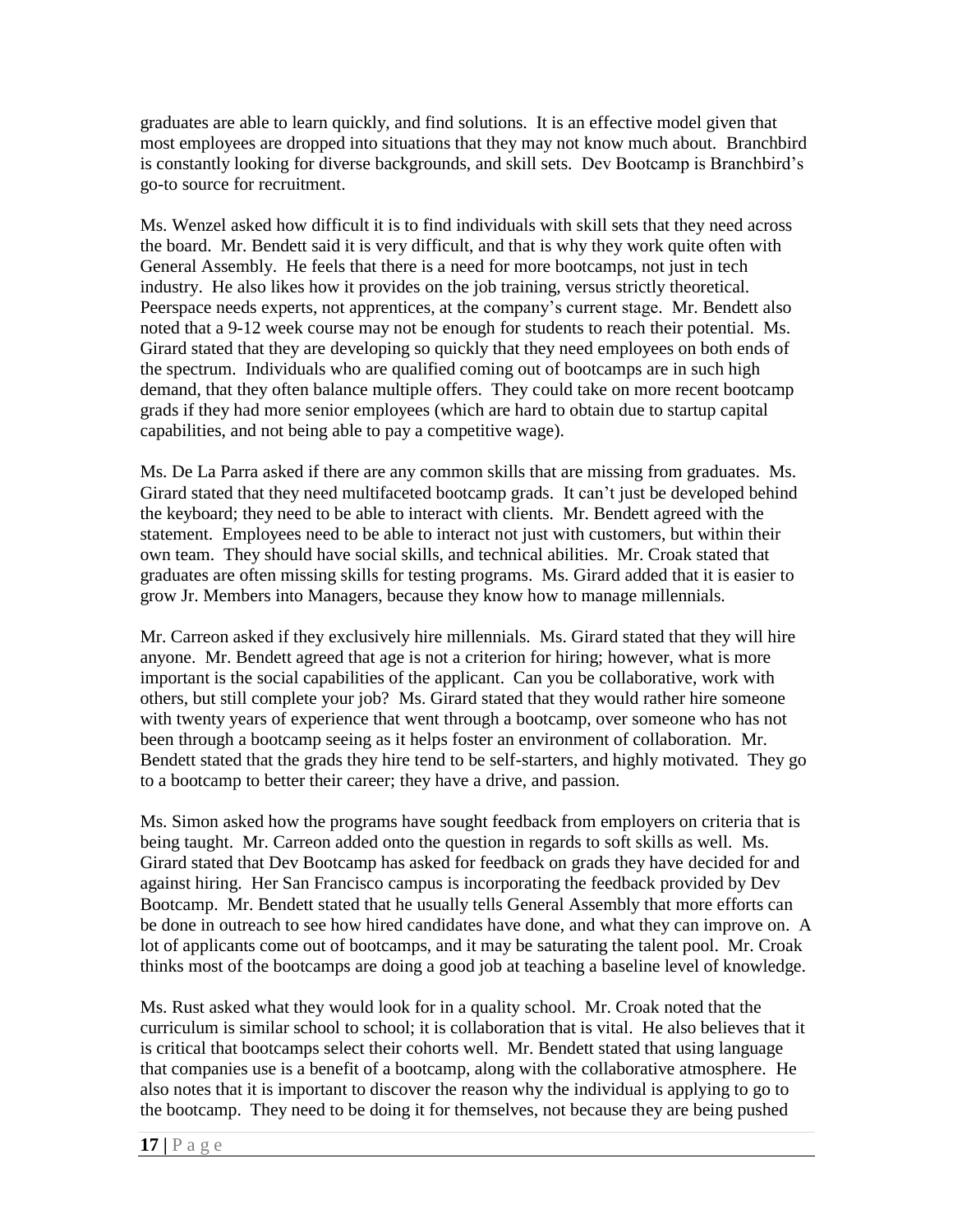graduates are able to learn quickly, and find solutions. It is an effective model given that most employees are dropped into situations that they may not know much about. Branchbird is constantly looking for diverse backgrounds, and skill sets. Dev Bootcamp is Branchbird's go-to source for recruitment.

Ms. Wenzel asked how difficult it is to find individuals with skill sets that they need across the board. Mr. Bendett said it is very difficult, and that is why they work quite often with General Assembly. He feels that there is a need for more bootcamps, not just in tech industry. He also likes how it provides on the job training, versus strictly theoretical. Peerspace needs experts, not apprentices, at the company's current stage. Mr. Bendett also noted that a 9-12 week course may not be enough for students to reach their potential. Ms. Girard stated that they are developing so quickly that they need employees on both ends of the spectrum. Individuals who are qualified coming out of bootcamps are in such high demand, that they often balance multiple offers. They could take on more recent bootcamp grads if they had more senior employees (which are hard to obtain due to startup capital capabilities, and not being able to pay a competitive wage).

Ms. De La Parra asked if there are any common skills that are missing from graduates. Ms. Girard stated that they need multifaceted bootcamp grads. It can't just be developed behind the keyboard; they need to be able to interact with clients. Mr. Bendett agreed with the statement. Employees need to be able to interact not just with customers, but within their own team. They should have social skills, and technical abilities. Mr. Croak stated that graduates are often missing skills for testing programs. Ms. Girard added that it is easier to grow Jr. Members into Managers, because they know how to manage millennials.

Mr. Carreon asked if they exclusively hire millennials. Ms. Girard stated that they will hire anyone. Mr. Bendett agreed that age is not a criterion for hiring; however, what is more important is the social capabilities of the applicant. Can you be collaborative, work with others, but still complete your job? Ms. Girard stated that they would rather hire someone with twenty years of experience that went through a bootcamp, over someone who has not been through a bootcamp seeing as it helps foster an environment of collaboration. Mr. Bendett stated that the grads they hire tend to be self-starters, and highly motivated. They go to a bootcamp to better their career; they have a drive, and passion.

Ms. Simon asked how the programs have sought feedback from employers on criteria that is being taught. Mr. Carreon added onto the question in regards to soft skills as well. Ms. Girard stated that Dev Bootcamp has asked for feedback on grads they have decided for and against hiring. Her San Francisco campus is incorporating the feedback provided by Dev Bootcamp. Mr. Bendett stated that he usually tells General Assembly that more efforts can be done in outreach to see how hired candidates have done, and what they can improve on. A lot of applicants come out of bootcamps, and it may be saturating the talent pool. Mr. Croak thinks most of the bootcamps are doing a good job at teaching a baseline level of knowledge.

Ms. Rust asked what they would look for in a quality school. Mr. Croak noted that the curriculum is similar school to school; it is collaboration that is vital. He also believes that it is critical that bootcamps select their cohorts well. Mr. Bendett stated that using language that companies use is a benefit of a bootcamp, along with the collaborative atmosphere. He also notes that it is important to discover the reason why the individual is applying to go to the bootcamp. They need to be doing it for themselves, not because they are being pushed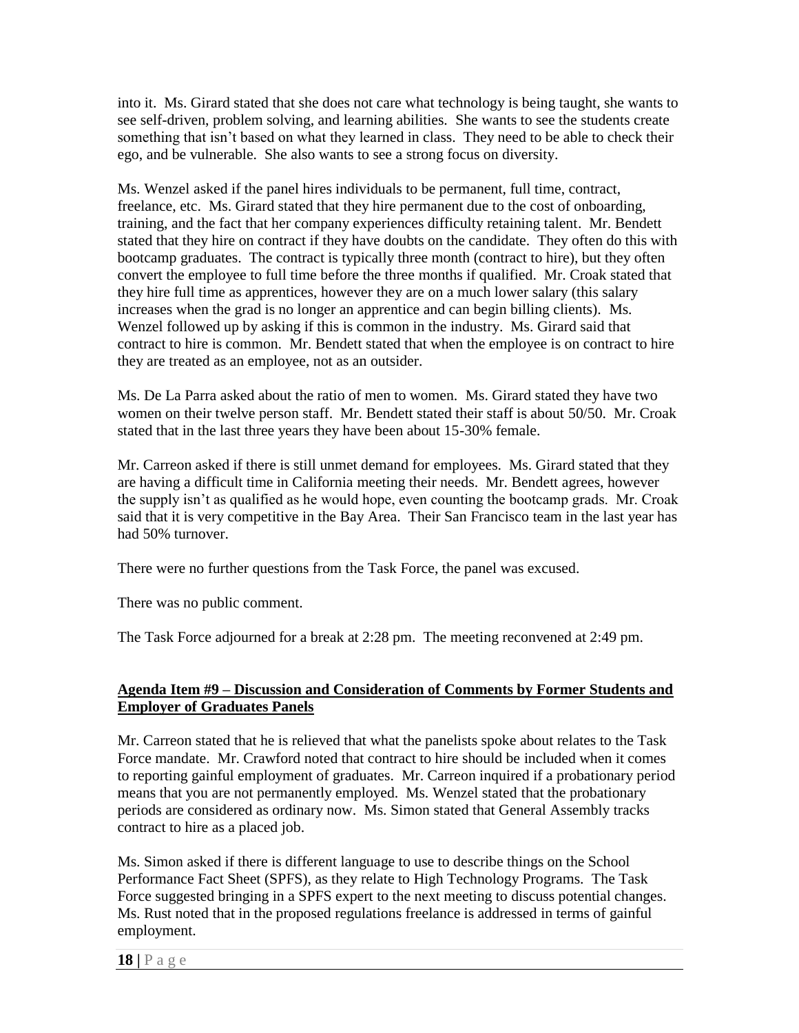into it. Ms. Girard stated that she does not care what technology is being taught, she wants to see self-driven, problem solving, and learning abilities. She wants to see the students create something that isn't based on what they learned in class. They need to be able to check their ego, and be vulnerable. She also wants to see a strong focus on diversity.

Ms. Wenzel asked if the panel hires individuals to be permanent, full time, contract, freelance, etc. Ms. Girard stated that they hire permanent due to the cost of onboarding, training, and the fact that her company experiences difficulty retaining talent. Mr. Bendett stated that they hire on contract if they have doubts on the candidate. They often do this with bootcamp graduates. The contract is typically three month (contract to hire), but they often convert the employee to full time before the three months if qualified. Mr. Croak stated that they hire full time as apprentices, however they are on a much lower salary (this salary increases when the grad is no longer an apprentice and can begin billing clients). Ms. Wenzel followed up by asking if this is common in the industry. Ms. Girard said that contract to hire is common. Mr. Bendett stated that when the employee is on contract to hire they are treated as an employee, not as an outsider.

Ms. De La Parra asked about the ratio of men to women. Ms. Girard stated they have two women on their twelve person staff. Mr. Bendett stated their staff is about 50/50. Mr. Croak stated that in the last three years they have been about 15-30% female.

Mr. Carreon asked if there is still unmet demand for employees. Ms. Girard stated that they are having a difficult time in California meeting their needs. Mr. Bendett agrees, however the supply isn't as qualified as he would hope, even counting the bootcamp grads. Mr. Croak said that it is very competitive in the Bay Area. Their San Francisco team in the last year has had 50% turnover.

There were no further questions from the Task Force, the panel was excused.

There was no public comment.

The Task Force adjourned for a break at 2:28 pm. The meeting reconvened at 2:49 pm.

**Agenda Item #9 – Discussion and Consideration of Comments by Former Students and Employer of Graduates Panels**

Mr. Carreon stated that he is relieved that what the panelists spoke about relates to the Task Force mandate. Mr. Crawford noted that contract to hire should be included when it comes to reporting gainful employment of graduates. Mr. Carreon inquired if a probationary period means that you are not permanently employed. Ms. Wenzel stated that the probationary periods are considered as ordinary now. Ms. Simon stated that General Assembly tracks contract to hire as a placed job.

Ms. Simon asked if there is different language to use to describe things on the School Performance Fact Sheet (SPFS), as they relate to High Technology Programs. The Task Force suggested bringing in a SPFS expert to the next meeting to discuss potential changes. Ms. Rust noted that in the proposed regulations freelance is addressed in terms of gainful employment.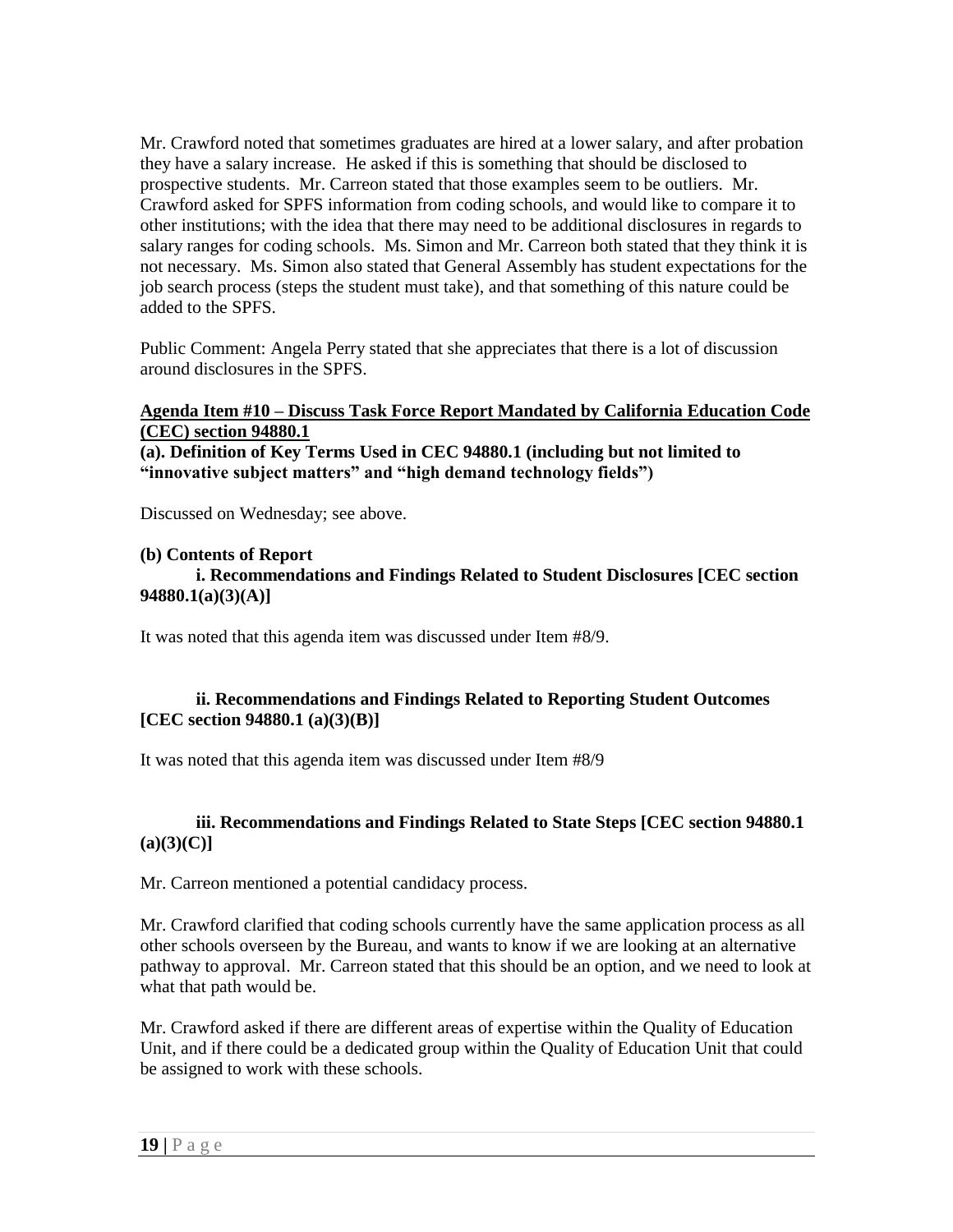Mr. Crawford noted that sometimes graduates are hired at a lower salary, and after probation they have a salary increase. He asked if this is something that should be disclosed to prospective students. Mr. Carreon stated that those examples seem to be outliers. Mr. Crawford asked for SPFS information from coding schools, and would like to compare it to other institutions; with the idea that there may need to be additional disclosures in regards to salary ranges for coding schools. Ms. Simon and Mr. Carreon both stated that they think it is not necessary. Ms. Simon also stated that General Assembly has student expectations for the job search process (steps the student must take), and that something of this nature could be added to the SPFS.

Public Comment: Angela Perry stated that she appreciates that there is a lot of discussion around disclosures in the SPFS.

**<u>Agenda Item #10 – Discuss Task Force Report Mandated by California Education Code (CEC) section 94880.1</u>**

**(a). Definition of Key Terms Used in CEC 94880.1 (including but not limited to "innovative subject matters" and "high demand technology fields")**

Discussed on Wednesday; see above.

**(b) Contents of Report**

**i. Recommendations and Findings Related to Student Disclosures [CEC section 94880.1(a)(3)(A)]**

It was noted that this agenda item was discussed under Item #8/9.

**ii. Recommendations and Findings Related to Reporting Student Outcomes [CEC section 94880.1 (a)(3)(B)]**

It was noted that this agenda item was discussed under Item #8/9

**iii. Recommendations and Findings Related to State Steps [CEC section 94880.1 (a)(3)(C)]**

Mr. Carreon mentioned a potential candidacy process.

Mr. Crawford clarified that coding schools currently have the same application process as all other schools overseen by the Bureau, and wants to know if we are looking at an alternative pathway to approval. Mr. Carreon stated that this should be an option, and we need to look at what that path would be.

Mr. Crawford asked if there are different areas of expertise within the Quality of Education Unit, and if there could be a dedicated group within the Quality of Education Unit that could be assigned to work with these schools.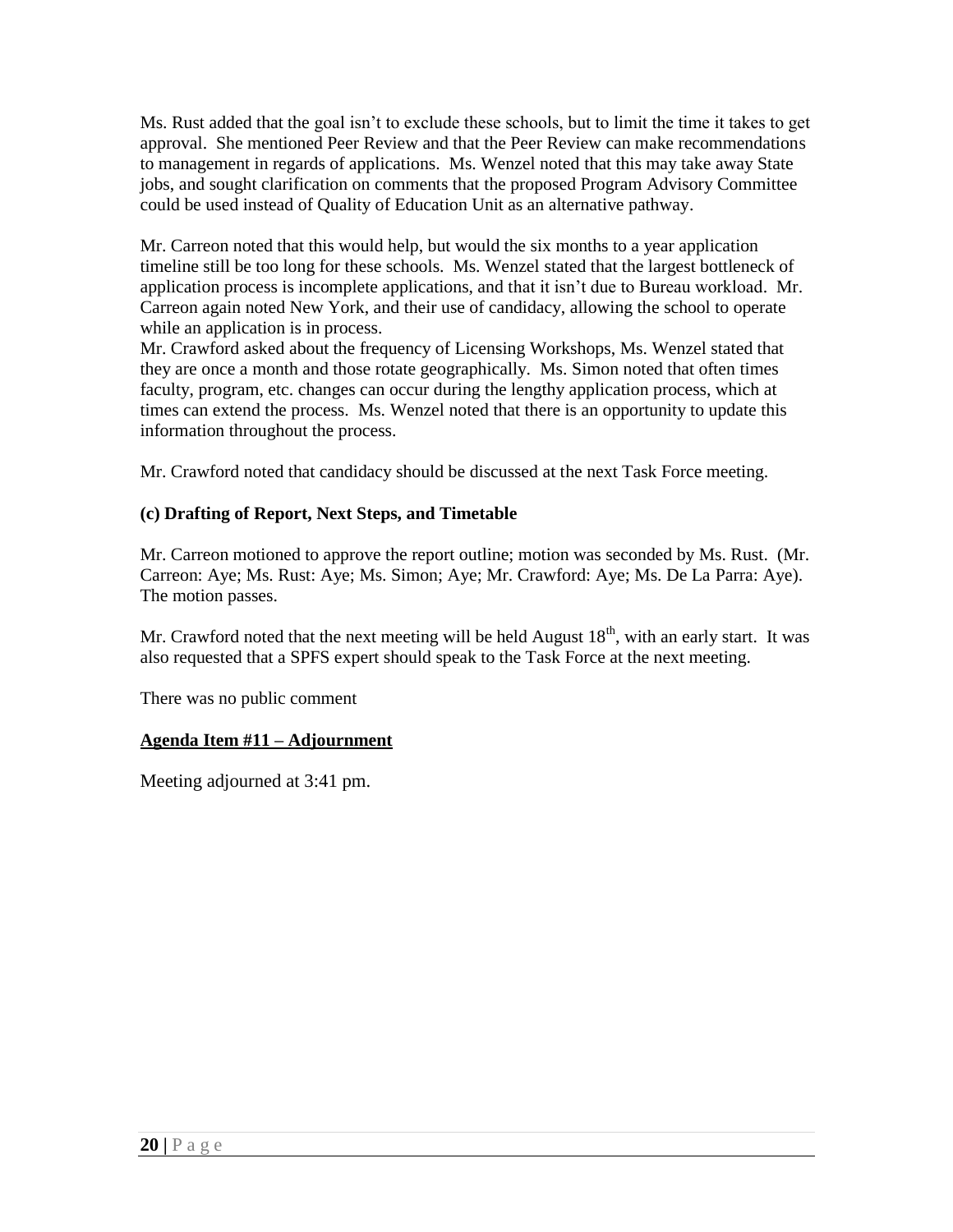Ms. Rust added that the goal isn't to exclude these schools, but to limit the time it takes to get approval. She mentioned Peer Review and that the Peer Review can make recommendations to management in regards of applications. Ms. Wenzel noted that this may take away State jobs, and sought clarification on comments that the proposed Program Advisory Committee could be used instead of Quality of Education Unit as an alternative pathway.

Mr. Carreon noted that this would help, but would the six months to a year application timeline still be too long for these schools. Ms. Wenzel stated that the largest bottleneck of application process is incomplete applications, and that it isn't due to Bureau workload. Mr. Carreon again noted New York, and their use of candidacy, allowing the school to operate while an application is in process.
Mr. Crawford asked about the frequency of Licensing Workshops, Ms. Wenzel stated that they are once a month and those rotate geographically. Ms. Simon noted that often times faculty, program, etc. changes can occur during the lengthy application process, which at times can extend the process. Ms. Wenzel noted that there is an opportunity to update this information throughout the process.

Mr. Crawford noted that candidacy should be discussed at the next Task Force meeting.

**(c) Drafting of Report, Next Steps, and Timetable**

Mr. Carreon motioned to approve the report outline; motion was seconded by Ms. Rust. (Mr. Carreon: Aye; Ms. Rust: Aye; Ms. Simon; Aye; Mr. Crawford: Aye; Ms. De La Parra: Aye). The motion passes.

Mr. Crawford noted that the next meeting will be held August 18th, with an early start. It was also requested that a SPFS expert should speak to the Task Force at the next meeting.

There was no public comment

**Agenda Item #11 – Adjournment**

Meeting adjourned at 3:41 pm.